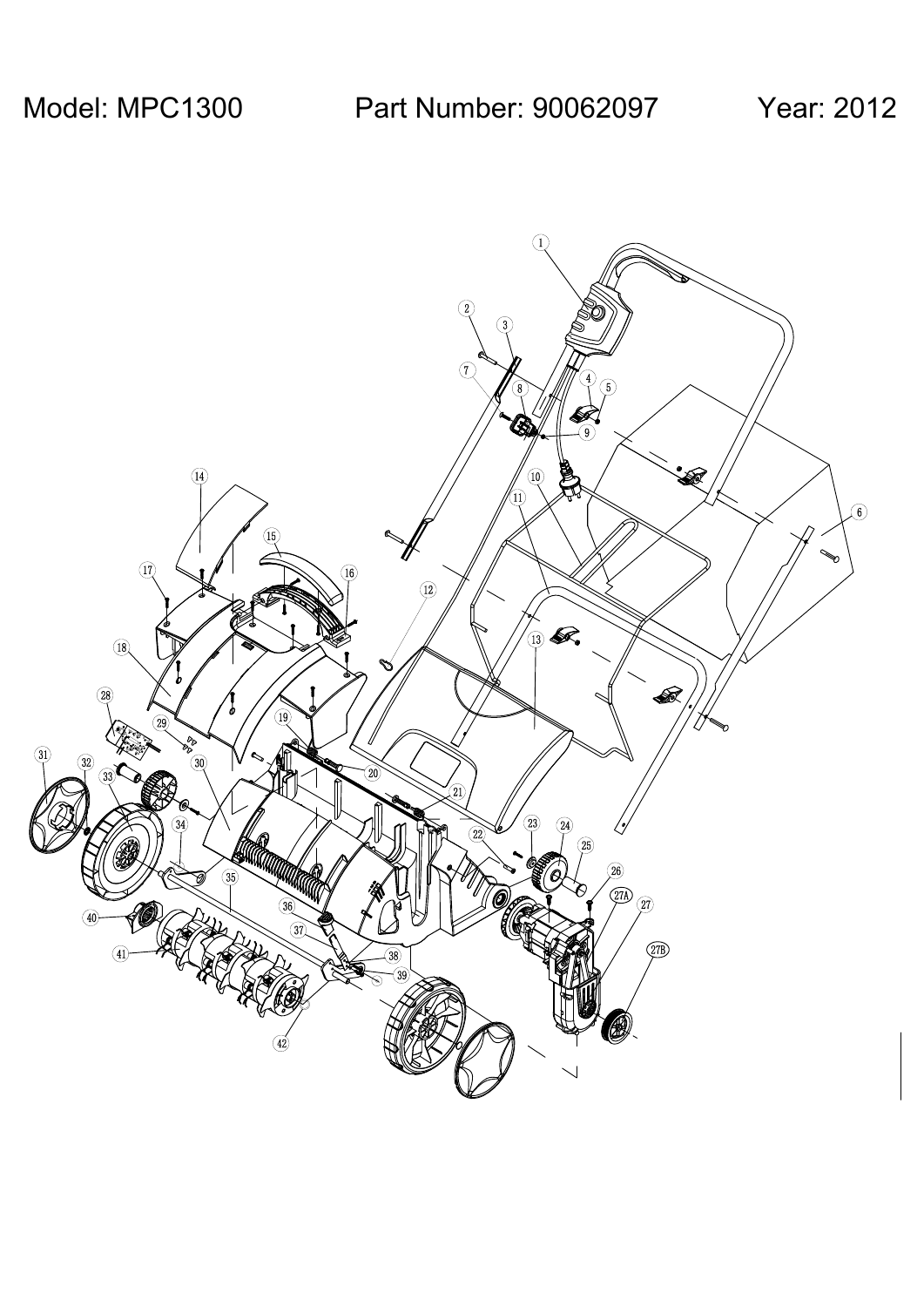Model: MPC1300 Part Number: 90062097 Year: 2012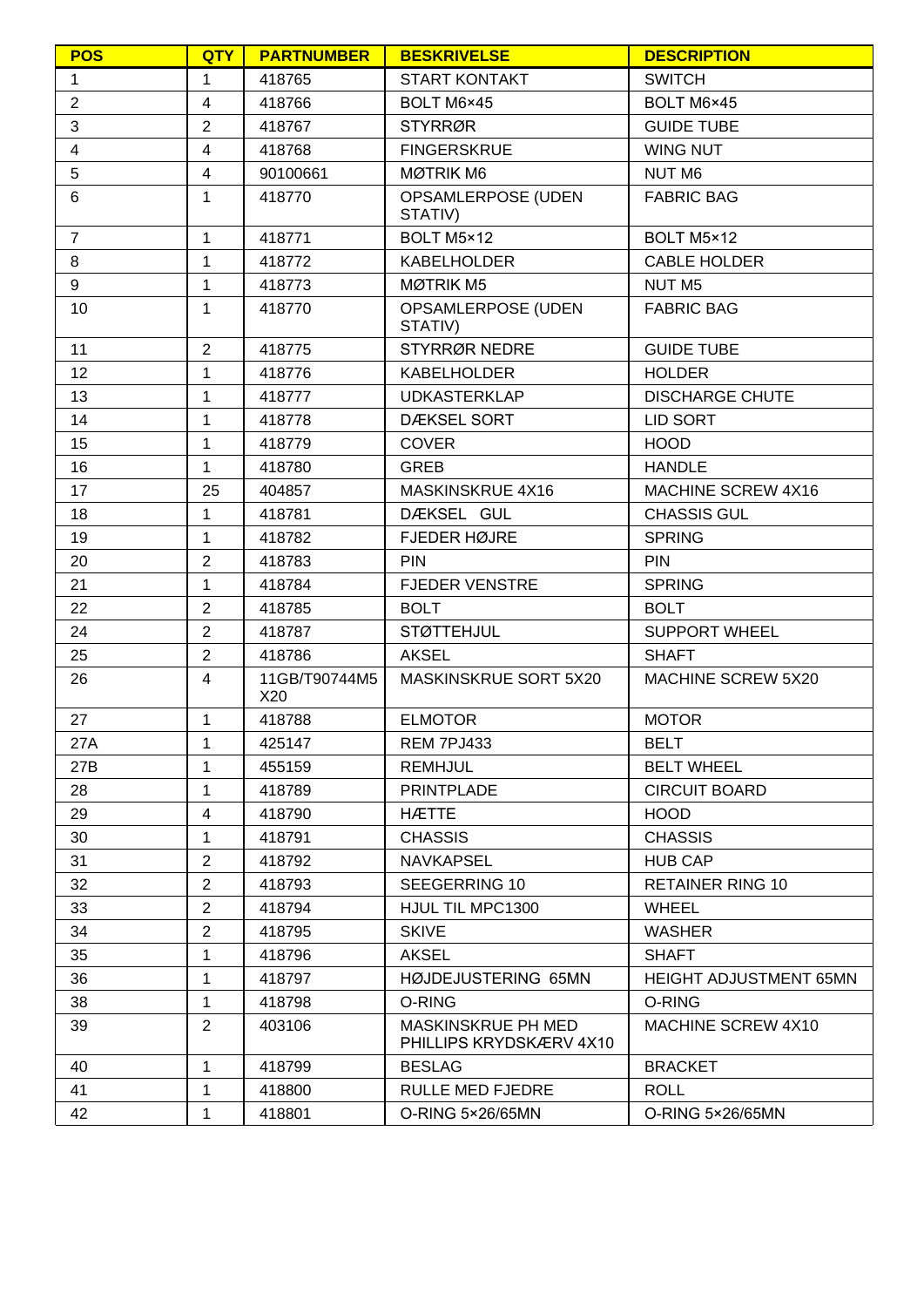| POS | QTY | PARTNUMBER | BESKRIVELSE | DESCRIPTION |
| --- | --- | --- | --- | --- |
| 1 | 1 | 418765 | START KONTAKT | SWITCH |
| 2 | 4 | 418766 | BOLT M6×45 | BOLT M6×45 |
| 3 | 2 | 418767 | STYRRØR | GUIDE TUBE |
| 4 | 4 | 418768 | FINGERSKRUE | WING NUT |
| 5 | 4 | 90100661 | MØTRIK M6 | NUT M6 |
| 6 | 1 | 418770 | OPSAMLERPOSE (UDEN STATIV) | FABRIC BAG |
| 7 | 1 | 418771 | BOLT M5×12 | BOLT M5×12 |
| 8 | 1 | 418772 | KABELHOLDER | CABLE HOLDER |
| 9 | 1 | 418773 | MØTRIK M5 | NUT M5 |
| 10 | 1 | 418770 | OPSAMLERPOSE (UDEN STATIV) | FABRIC BAG |
| 11 | 2 | 418775 | STYRRØR NEDRE | GUIDE TUBE |
| 12 | 1 | 418776 | KABELHOLDER | HOLDER |
| 13 | 1 | 418777 | UDKASTERKLAP | DISCHARGE CHUTE |
| 14 | 1 | 418778 | DÆKSEL SORT | LID SORT |
| 15 | 1 | 418779 | COVER | HOOD |
| 16 | 1 | 418780 | GREB | HANDLE |
| 17 | 25 | 404857 | MASKINSKRUE 4X16 | MACHINE SCREW 4X16 |
| 18 | 1 | 418781 | DÆKSEL GUL | CHASSIS GUL |
| 19 | 1 | 418782 | FJEDER HØJRE | SPRING |
| 20 | 2 | 418783 | PIN | PIN |
| 21 | 1 | 418784 | FJEDER VENSTRE | SPRING |
| 22 | 2 | 418785 | BOLT | BOLT |
| 24 | 2 | 418787 | STØTTEHJUL | SUPPORT WHEEL |
| 25 | 2 | 418786 | AKSEL | SHAFT |
| 26 | 4 | 11GB/T90744M5X20 | MASKINSKRUE SORT 5X20 | MACHINE SCREW 5X20 |
| 27 | 1 | 418788 | ELMOTOR | MOTOR |
| 27A | 1 | 425147 | REM 7PJ433 | BELT |
| 27B | 1 | 455159 | REMHJUL | BELT WHEEL |
| 28 | 1 | 418789 | PRINTPLADE | CIRCUIT BOARD |
| 29 | 4 | 418790 | HÆTTE | HOOD |
| 30 | 1 | 418791 | CHASSIS | CHASSIS |
| 31 | 2 | 418792 | NAVKAPSEL | HUB CAP |
| 32 | 2 | 418793 | SEEGERRING 10 | RETAINER RING 10 |
| 33 | 2 | 418794 | HJUL TIL MPC1300 | WHEEL |
| 34 | 2 | 418795 | SKIVE | WASHER |
| 35 | 1 | 418796 | AKSEL | SHAFT |
| 36 | 1 | 418797 | HØJDEJUSTERING 65MN | HEIGHT ADJUSTMENT 65MN |
| 38 | 1 | 418798 | O-RING | O-RING |
| 39 | 2 | 403106 | MASKINSKRUE PH MED PHILLIPS KRYDSKÆRV 4X10 | MACHINE SCREW 4X10 |
| 40 | 1 | 418799 | BESLAG | BRACKET |
| 41 | 1 | 418800 | RULLE MED FJEDRE | ROLL |
| 42 | 1 | 418801 | O-RING 5×26/65MN | O-RING 5×26/65MN |